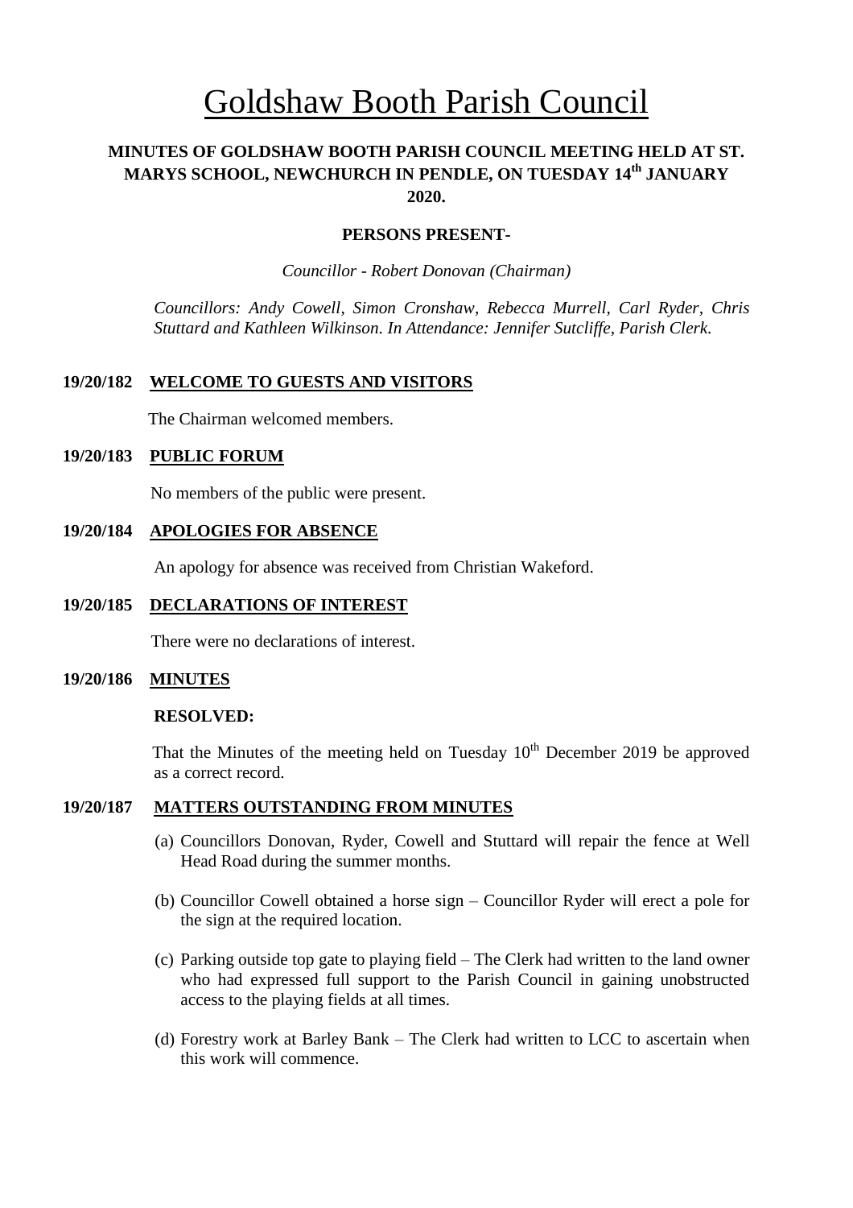# Goldshaw Booth Parish Council

## MINUTES OF GOLDSHAW BOOTH PARISH COUNCIL MEETING HELD AT ST. MARYS SCHOOL, NEWCHURCH IN PENDLE, ON TUESDAY 14th JANUARY 2020.

### PERSONS PRESENT-

*Councillor - Robert Donovan (Chairman)*

*Councillors: Andy Cowell, Simon Cronshaw, Rebecca Murrell, Carl Ryder, Chris Stuttard and Kathleen Wilkinson. In Attendance: Jennifer Sutcliffe, Parish Clerk.*

**19/20/182 WELCOME TO GUESTS AND VISITORS**

The Chairman welcomed members.

**19/20/183 PUBLIC FORUM**

No members of the public were present.

**19/20/184 APOLOGIES FOR ABSENCE**

An apology for absence was received from Christian Wakeford.

**19/20/185 DECLARATIONS OF INTEREST**

There were no declarations of interest.

**19/20/186 MINUTES**

**RESOLVED:**

That the Minutes of the meeting held on Tuesday 10th December 2019 be approved as a correct record.

**19/20/187 MATTERS OUTSTANDING FROM MINUTES**

(a) Councillors Donovan, Ryder, Cowell and Stuttard will repair the fence at Well Head Road during the summer months.

(b) Councillor Cowell obtained a horse sign – Councillor Ryder will erect a pole for the sign at the required location.

(c) Parking outside top gate to playing field – The Clerk had written to the land owner who had expressed full support to the Parish Council in gaining unobstructed access to the playing fields at all times.

(d) Forestry work at Barley Bank – The Clerk had written to LCC to ascertain when this work will commence.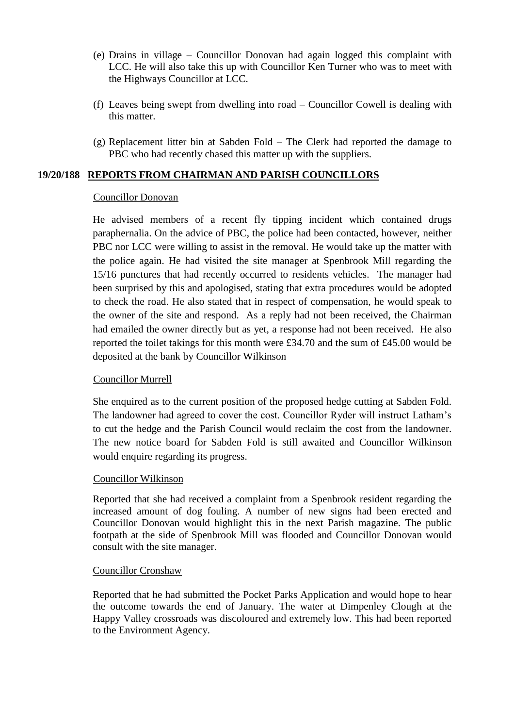(e) Drains in village – Councillor Donovan had again logged this complaint with LCC. He will also take this up with Councillor Ken Turner who was to meet with the Highways Councillor at LCC.

(f) Leaves being swept from dwelling into road – Councillor Cowell is dealing with this matter.

(g) Replacement litter bin at Sabden Fold – The Clerk had reported the damage to PBC who had recently chased this matter up with the suppliers.

**19/20/188 REPORTS FROM CHAIRMAN AND PARISH COUNCILLORS**

Councillor Donovan

He advised members of a recent fly tipping incident which contained drugs paraphernalia. On the advice of PBC, the police had been contacted, however, neither PBC nor LCC were willing to assist in the removal. He would take up the matter with the police again. He had visited the site manager at Spenbrook Mill regarding the 15/16 punctures that had recently occurred to residents vehicles. The manager had been surprised by this and apologised, stating that extra procedures would be adopted to check the road. He also stated that in respect of compensation, he would speak to the owner of the site and respond. As a reply had not been received, the Chairman had emailed the owner directly but as yet, a response had not been received. He also reported the toilet takings for this month were £34.70 and the sum of £45.00 would be deposited at the bank by Councillor Wilkinson

Councillor Murrell

She enquired as to the current position of the proposed hedge cutting at Sabden Fold. The landowner had agreed to cover the cost. Councillor Ryder will instruct Latham's to cut the hedge and the Parish Council would reclaim the cost from the landowner. The new notice board for Sabden Fold is still awaited and Councillor Wilkinson would enquire regarding its progress.

Councillor Wilkinson

Reported that she had received a complaint from a Spenbrook resident regarding the increased amount of dog fouling. A number of new signs had been erected and Councillor Donovan would highlight this in the next Parish magazine. The public footpath at the side of Spenbrook Mill was flooded and Councillor Donovan would consult with the site manager.

Councillor Cronshaw

Reported that he had submitted the Pocket Parks Application and would hope to hear the outcome towards the end of January. The water at Dimpenley Clough at the Happy Valley crossroads was discoloured and extremely low. This had been reported to the Environment Agency.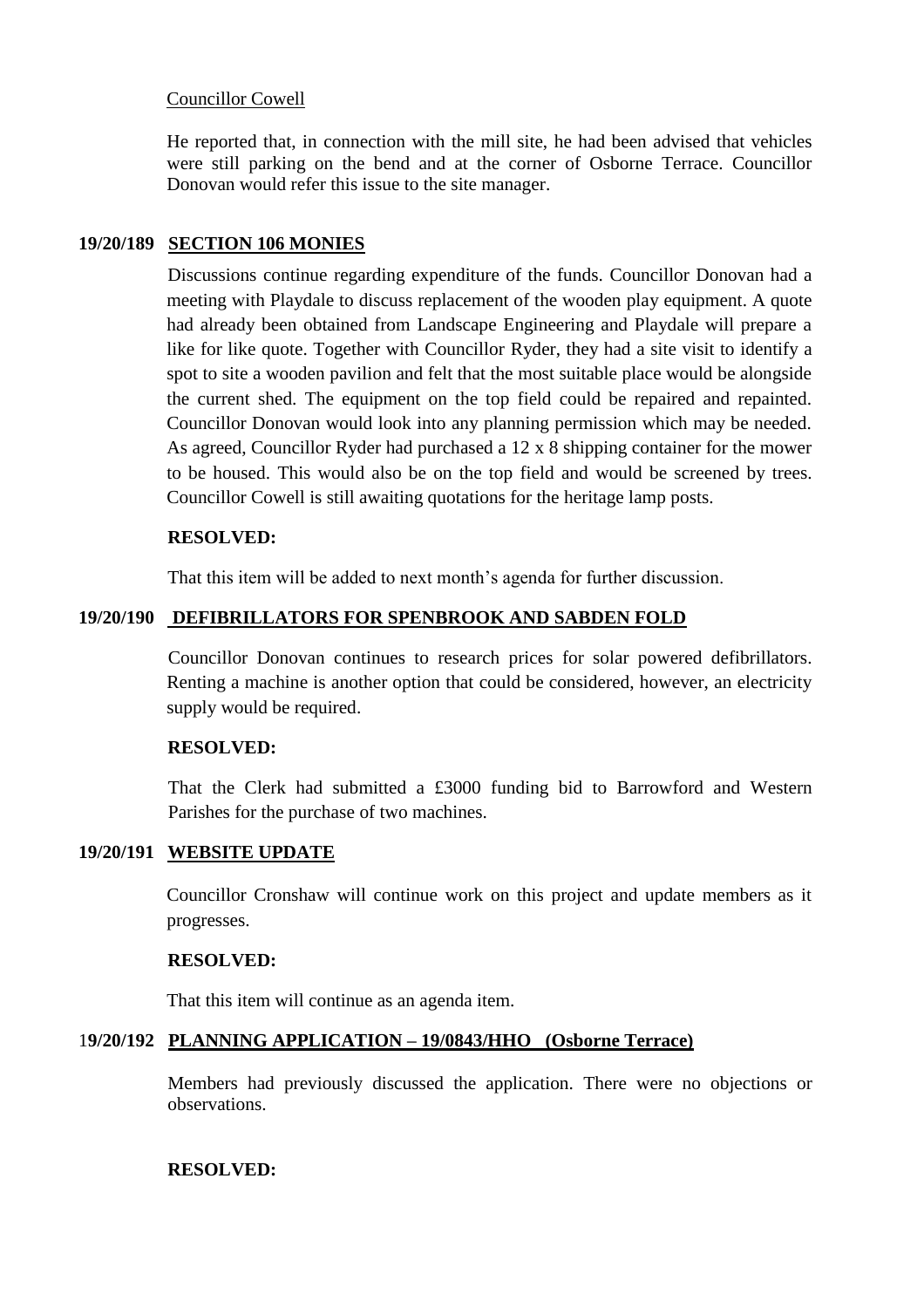Councillor Cowell

He reported that, in connection with the mill site, he had been advised that vehicles were still parking on the bend and at the corner of Osborne Terrace. Councillor Donovan would refer this issue to the site manager.

## 19/20/189 SECTION 106 MONIES

Discussions continue regarding expenditure of the funds. Councillor Donovan had a meeting with Playdale to discuss replacement of the wooden play equipment. A quote had already been obtained from Landscape Engineering and Playdale will prepare a like for like quote. Together with Councillor Ryder, they had a site visit to identify a spot to site a wooden pavilion and felt that the most suitable place would be alongside the current shed. The equipment on the top field could be repaired and repainted. Councillor Donovan would look into any planning permission which may be needed. As agreed, Councillor Ryder had purchased a 12 x 8 shipping container for the mower to be housed. This would also be on the top field and would be screened by trees. Councillor Cowell is still awaiting quotations for the heritage lamp posts.

**RESOLVED:**

That this item will be added to next month's agenda for further discussion.

## 19/20/190 DEFIBRILLATORS FOR SPENBROOK AND SABDEN FOLD

Councillor Donovan continues to research prices for solar powered defibrillators. Renting a machine is another option that could be considered, however, an electricity supply would be required.

**RESOLVED:**

That the Clerk had submitted a £3000 funding bid to Barrowford and Western Parishes for the purchase of two machines.

## 19/20/191 WEBSITE UPDATE

Councillor Cronshaw will continue work on this project and update members as it progresses.

**RESOLVED:**

That this item will continue as an agenda item.

## 19/20/192 PLANNING APPLICATION – 19/0843/HHO (Osborne Terrace)

Members had previously discussed the application. There were no objections or observations.

**RESOLVED:**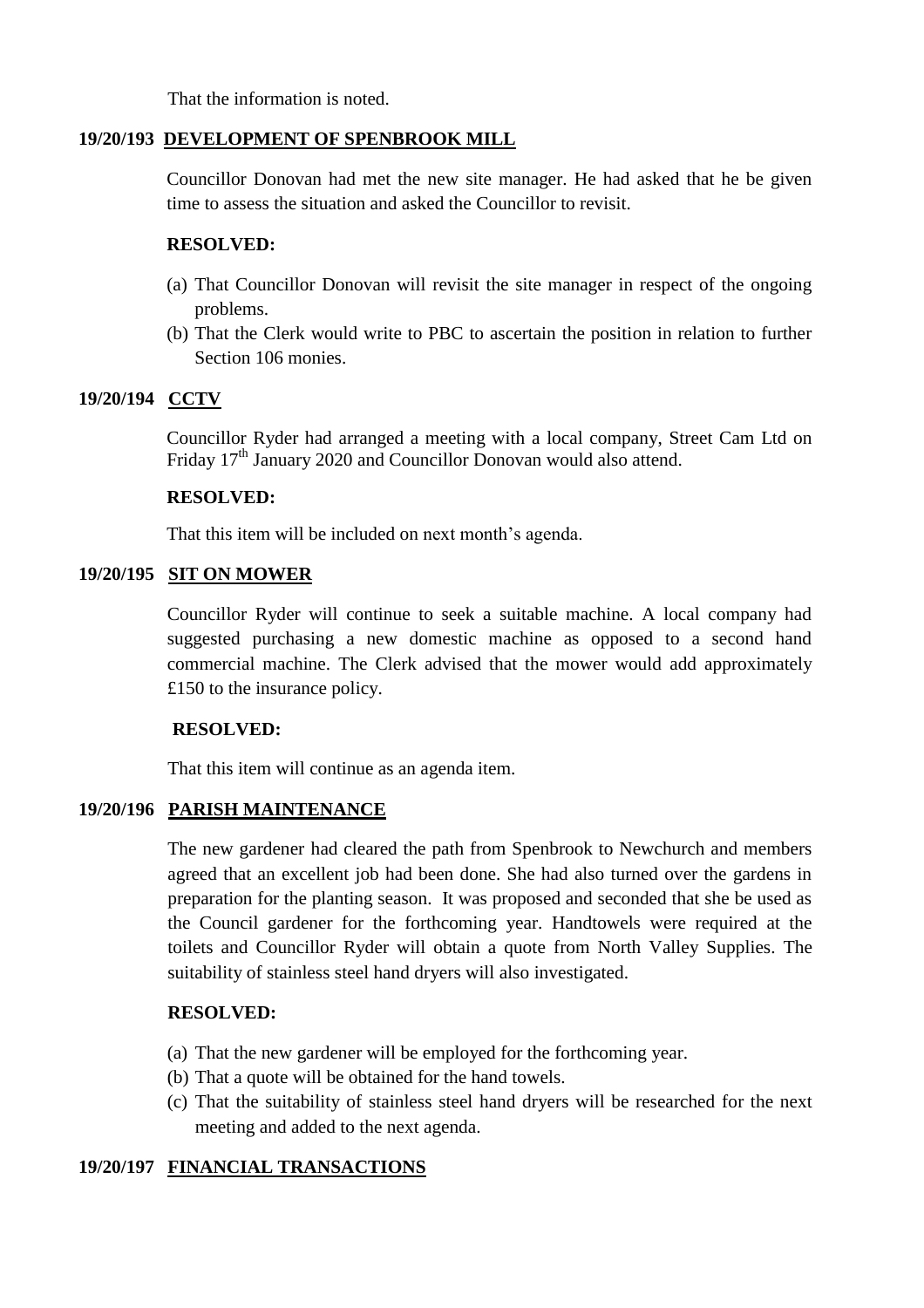That the information is noted.

**19/20/193 DEVELOPMENT OF SPENBROOK MILL**

Councillor Donovan had met the new site manager. He had asked that he be given time to assess the situation and asked the Councillor to revisit.

**RESOLVED:**

(a) That Councillor Donovan will revisit the site manager in respect of the ongoing problems.
(b) That the Clerk would write to PBC to ascertain the position in relation to further Section 106 monies.

**19/20/194 CCTV**

Councillor Ryder had arranged a meeting with a local company, Street Cam Ltd on Friday 17th January 2020 and Councillor Donovan would also attend.

**RESOLVED:**

That this item will be included on next month's agenda.

**19/20/195 SIT ON MOWER**

Councillor Ryder will continue to seek a suitable machine. A local company had suggested purchasing a new domestic machine as opposed to a second hand commercial machine. The Clerk advised that the mower would add approximately £150 to the insurance policy.

**RESOLVED:**

That this item will continue as an agenda item.

**19/20/196 PARISH MAINTENANCE**

The new gardener had cleared the path from Spenbrook to Newchurch and members agreed that an excellent job had been done. She had also turned over the gardens in preparation for the planting season. It was proposed and seconded that she be used as the Council gardener for the forthcoming year. Handtowels were required at the toilets and Councillor Ryder will obtain a quote from North Valley Supplies. The suitability of stainless steel hand dryers will also investigated.

**RESOLVED:**

(a) That the new gardener will be employed for the forthcoming year.
(b) That a quote will be obtained for the hand towels.
(c) That the suitability of stainless steel hand dryers will be researched for the next meeting and added to the next agenda.

**19/20/197 FINANCIAL TRANSACTIONS**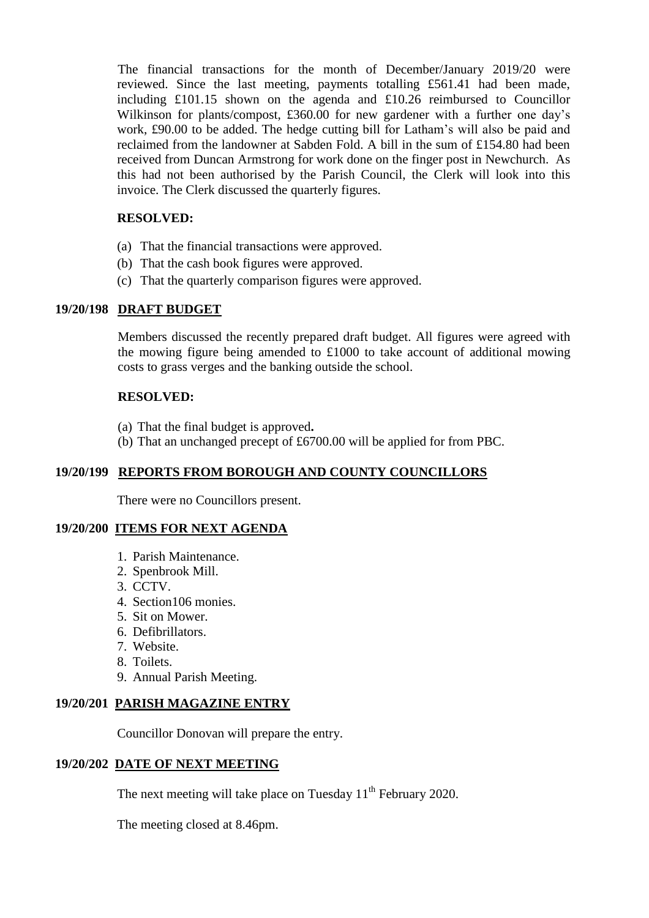The financial transactions for the month of December/January 2019/20 were reviewed. Since the last meeting, payments totalling £561.41 had been made, including £101.15 shown on the agenda and £10.26 reimbursed to Councillor Wilkinson for plants/compost, £360.00 for new gardener with a further one day's work, £90.00 to be added. The hedge cutting bill for Latham's will also be paid and reclaimed from the landowner at Sabden Fold. A bill in the sum of £154.80 had been received from Duncan Armstrong for work done on the finger post in Newchurch. As this had not been authorised by the Parish Council, the Clerk will look into this invoice. The Clerk discussed the quarterly figures.

**RESOLVED:**

(a) That the financial transactions were approved.
(b) That the cash book figures were approved.
(c) That the quarterly comparison figures were approved.

## 19/20/198 DRAFT BUDGET

Members discussed the recently prepared draft budget. All figures were agreed with the mowing figure being amended to £1000 to take account of additional mowing costs to grass verges and the banking outside the school.

**RESOLVED:**

(a) That the final budget is approved**.**
(b) That an unchanged precept of £6700.00 will be applied for from PBC.

## 19/20/199 REPORTS FROM BOROUGH AND COUNTY COUNCILLORS

There were no Councillors present.

## 19/20/200 ITEMS FOR NEXT AGENDA

1. Parish Maintenance.
2. Spenbrook Mill.
3. CCTV.
4. Section106 monies.
5. Sit on Mower.
6. Defibrillators.
7. Website.
8. Toilets.
9. Annual Parish Meeting.

## 19/20/201 PARISH MAGAZINE ENTRY

Councillor Donovan will prepare the entry.

## 19/20/202 DATE OF NEXT MEETING

The next meeting will take place on Tuesday 11th February 2020.

The meeting closed at 8.46pm.